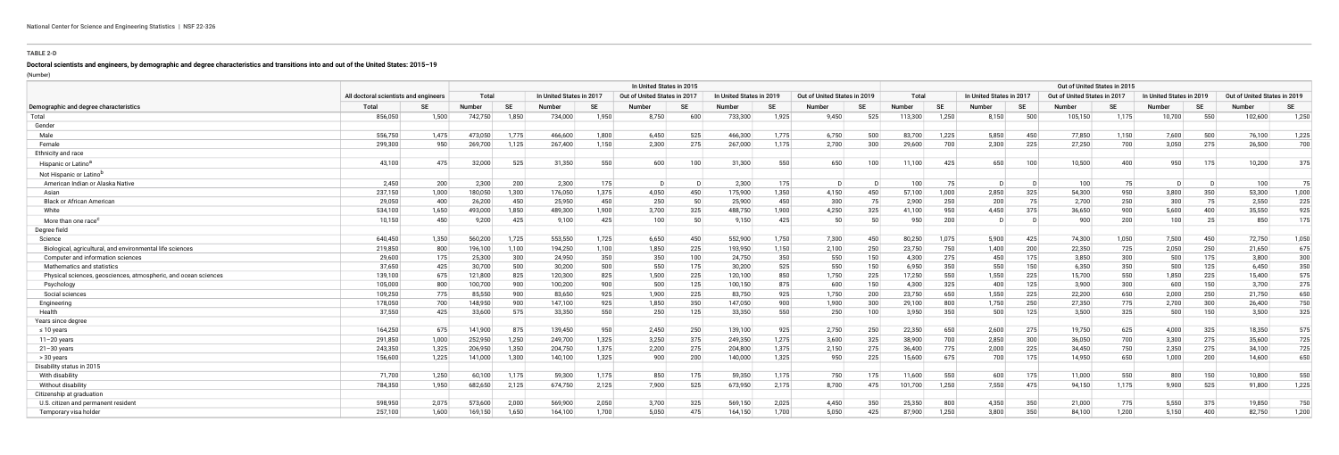**TABLE 2-D**

**Doctoral scientists and engineers, by demographic and degree characteristics and transitions into and out of the United States: 2015–19**

(Number)

| | All doctoral scientists and engineers | | In United States in 2015 | | | | | | | | | | Out of United States in 2015 | | | | | | | | | |
|---|---|---|---|---|---|---|---|---|---|---|---|---|---|---|---|---|---|---|---|---|---|---|
| | | | Total | | In United States in 2017 | | Out of United States in 2017 | | In United States in 2019 | | Out of United States in 2019 | | Total | | In United States in 2017 | | Out of United States in 2017 | | In United States in 2019 | | Out of United States in 2019 | |
| Demographic and degree characteristics | Total | SE | Number | SE | Number | SE | Number | SE | Number | SE | Number | SE | Number | SE | Number | SE | Number | SE | Number | SE | Number | SE |
| Total | 856,050 | 1,500 | 742,750 | 1,850 | 734,000 | 1,950 | 8,750 | 600 | 733,300 | 1,925 | 9,450 | 525 | 113,300 | 1,250 | 8,150 | 500 | 105,150 | 1,175 | 10,700 | 550 | 102,600 | 1,250 |
| Gender | | | | | | | | | | | | | | | | | | | | | | |
| Male | 556,750 | 1,475 | 473,050 | 1,775 | 466,600 | 1,800 | 6,450 | 525 | 466,300 | 1,775 | 6,750 | 500 | 83,700 | 1,225 | 5,850 | 450 | 77,850 | 1,150 | 7,600 | 500 | 76,100 | 1,225 |
| Female | 299,300 | 950 | 269,700 | 1,125 | 267,400 | 1,150 | 2,300 | 275 | 267,000 | 1,175 | 2,700 | 300 | 29,600 | 700 | 2,300 | 225 | 27,250 | 700 | 3,050 | 275 | 26,500 | 700 |
| Ethnicity and race | | | | | | | | | | | | | | | | | | | | | | |
| Hispanic or Latino[a] | 43,100 | 475 | 32,000 | 525 | 31,350 | 550 | 600 | 100 | 31,300 | 550 | 650 | 100 | 11,100 | 425 | 650 | 100 | 10,500 | 400 | 950 | 175 | 10,200 | 375 |
| Not Hispanic or Latino[b] | | | | | | | | | | | | | | | | | | | | | | |
| American Indian or Alaska Native | 2,450 | 200 | 2,300 | 200 | 2,300 | 175 | D | D | 2,300 | 175 | D | D | 100 | 75 | D | D | 100 | 75 | D | D | 100 | 75 |
| Asian | 237,150 | 1,000 | 180,050 | 1,300 | 176,050 | 1,375 | 4,050 | 450 | 175,900 | 1,350 | 4,150 | 450 | 57,100 | 1,000 | 2,850 | 325 | 54,300 | 950 | 3,800 | 350 | 53,300 | 1,000 |
| Black or African American | 29,050 | 400 | 26,200 | 450 | 25,950 | 450 | 250 | 50 | 25,900 | 450 | 300 | 75 | 2,900 | 250 | 200 | 75 | 2,700 | 250 | 300 | 75 | 2,550 | 225 |
| White | 534,100 | 1,650 | 493,000 | 1,850 | 489,300 | 1,900 | 3,700 | 325 | 488,750 | 1,900 | 4,250 | 325 | 41,100 | 950 | 4,450 | 375 | 36,650 | 900 | 5,600 | 400 | 35,550 | 925 |
| More than one race[c] | 10,150 | 450 | 9,200 | 425 | 9,100 | 425 | 100 | 50 | 9,150 | 425 | 50 | 50 | 950 | 200 | D | D | 900 | 200 | 100 | 25 | 850 | 175 |
| Degree field | | | | | | | | | | | | | | | | | | | | | | |
| Science | 640,450 | 1,350 | 560,200 | 1,725 | 553,550 | 1,725 | 6,650 | 450 | 552,900 | 1,750 | 7,300 | 450 | 80,250 | 1,075 | 5,900 | 425 | 74,300 | 1,050 | 7,500 | 450 | 72,750 | 1,050 |
| Biological, agricultural, and environmental life sciences | 219,850 | 800 | 196,100 | 1,100 | 194,250 | 1,100 | 1,850 | 225 | 193,950 | 1,150 | 2,100 | 250 | 23,750 | 750 | 1,400 | 200 | 22,350 | 725 | 2,050 | 250 | 21,650 | 675 |
| Computer and information sciences | 29,600 | 175 | 25,300 | 300 | 24,950 | 350 | 350 | 100 | 24,750 | 350 | 550 | 150 | 4,300 | 275 | 450 | 175 | 3,850 | 300 | 500 | 175 | 3,800 | 300 |
| Mathematics and statistics | 37,650 | 425 | 30,700 | 500 | 30,200 | 500 | 550 | 175 | 30,200 | 525 | 550 | 150 | 6,950 | 350 | 550 | 150 | 6,350 | 350 | 500 | 125 | 6,450 | 350 |
| Physical sciences, geosciences, atmospheric, and ocean sciences | 139,100 | 675 | 121,800 | 825 | 120,300 | 825 | 1,500 | 225 | 120,100 | 850 | 1,750 | 225 | 17,250 | 550 | 1,550 | 225 | 15,700 | 550 | 1,850 | 225 | 15,400 | 575 |
| Psychology | 105,000 | 800 | 100,700 | 900 | 100,200 | 900 | 500 | 125 | 100,150 | 875 | 600 | 150 | 4,300 | 325 | 400 | 125 | 3,900 | 300 | 600 | 150 | 3,700 | 275 |
| Social sciences | 109,250 | 775 | 85,550 | 900 | 83,650 | 925 | 1,900 | 225 | 83,750 | 925 | 1,750 | 200 | 23,750 | 650 | 1,550 | 225 | 22,200 | 650 | 2,000 | 250 | 21,750 | 650 |
| Engineering | 178,050 | 700 | 148,950 | 900 | 147,100 | 925 | 1,850 | 350 | 147,050 | 900 | 1,900 | 300 | 29,100 | 800 | 1,750 | 250 | 27,350 | 775 | 2,700 | 300 | 26,400 | 750 |
| Health | 37,550 | 425 | 33,600 | 575 | 33,350 | 550 | 250 | 125 | 33,350 | 550 | 250 | 100 | 3,950 | 350 | 500 | 125 | 3,500 | 325 | 500 | 150 | 3,500 | 325 |
| Years since degree | | | | | | | | | | | | | | | | | | | | | | |
| ≤ 10 years | 164,250 | 675 | 141,900 | 875 | 139,450 | 950 | 2,450 | 250 | 139,100 | 925 | 2,750 | 250 | 22,350 | 650 | 2,600 | 275 | 19,750 | 625 | 4,000 | 325 | 18,350 | 575 |
| 11–20 years | 291,850 | 1,000 | 252,950 | 1,250 | 249,700 | 1,325 | 3,250 | 375 | 249,350 | 1,275 | 3,600 | 325 | 38,900 | 700 | 2,850 | 300 | 36,050 | 700 | 3,300 | 275 | 35,600 | 725 |
| 21–30 years | 243,350 | 1,325 | 206,950 | 1,350 | 204,750 | 1,375 | 2,200 | 275 | 204,800 | 1,375 | 2,150 | 275 | 36,400 | 775 | 2,000 | 225 | 34,450 | 750 | 2,350 | 275 | 34,100 | 725 |
| > 30 years | 156,600 | 1,225 | 141,000 | 1,300 | 140,100 | 1,325 | 900 | 200 | 140,000 | 1,325 | 950 | 225 | 15,600 | 675 | 700 | 175 | 14,950 | 650 | 1,000 | 200 | 14,600 | 650 |
| Disability status in 2015 | | | | | | | | | | | | | | | | | | | | | | |
| With disability | 71,700 | 1,250 | 60,100 | 1,175 | 59,300 | 1,175 | 850 | 175 | 59,350 | 1,175 | 750 | 175 | 11,600 | 550 | 600 | 175 | 11,000 | 550 | 800 | 150 | 10,800 | 550 |
| Without disability | 784,350 | 1,950 | 682,650 | 2,125 | 674,750 | 2,125 | 7,900 | 525 | 673,950 | 2,175 | 8,700 | 475 | 101,700 | 1,250 | 7,550 | 475 | 94,150 | 1,175 | 9,900 | 525 | 91,800 | 1,225 |
| Citizenship at graduation | | | | | | | | | | | | | | | | | | | | | | |
| U.S. citizen and permanent resident | 598,950 | 2,075 | 573,600 | 2,000 | 569,900 | 2,050 | 3,700 | 325 | 569,150 | 2,025 | 4,450 | 350 | 25,350 | 800 | 4,350 | 350 | 21,000 | 775 | 5,550 | 375 | 19,850 | 750 |
| Temporary visa holder | 257,100 | 1,600 | 169,150 | 1,650 | 164,100 | 1,700 | 5,050 | 475 | 164,150 | 1,700 | 5,050 | 425 | 87,900 | 1,250 | 3,800 | 350 | 84,100 | 1,200 | 5,150 | 400 | 82,750 | 1,200 |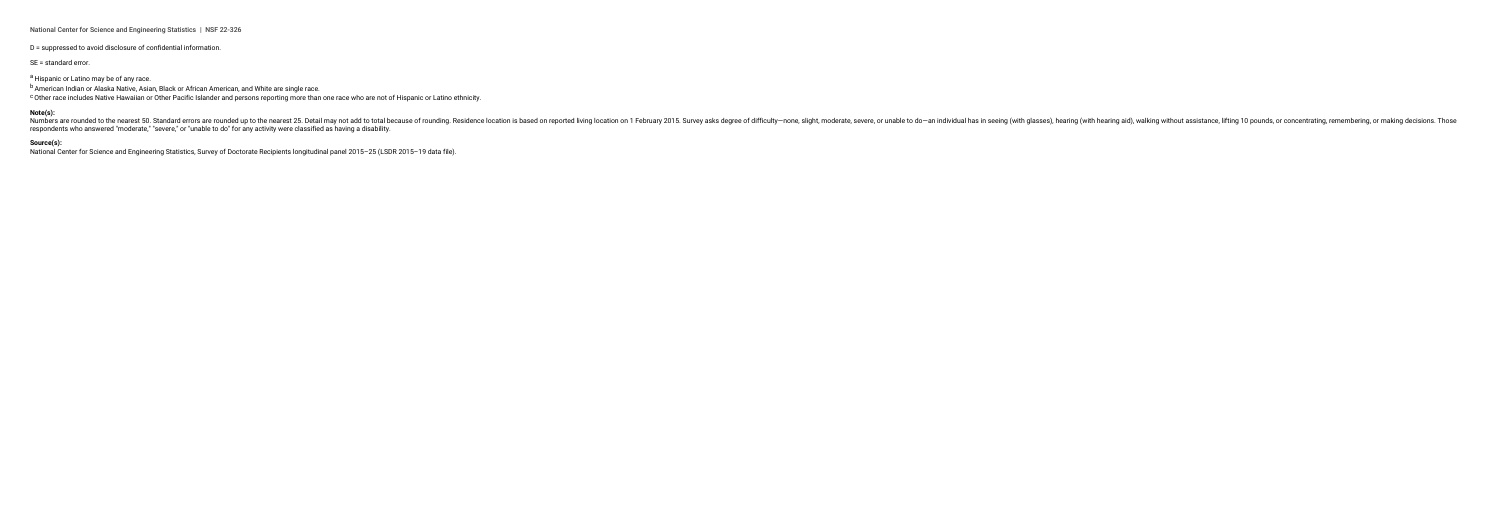D = suppressed to avoid disclosure of confidential information.

SE = standard error.

[a] Hispanic or Latino may be of any race.

[b] American Indian or Alaska Native, Asian, Black or African American, and White are single race.

[c] Other race includes Native Hawaiian or Other Pacific Islander and persons reporting more than one race who are not of Hispanic or Latino ethnicity.

**Note(s):**

Numbers are rounded to the nearest 50. Standard errors are rounded up to the nearest 25. Detail may not add to total because of rounding. Residence location is based on reported living location on 1 February 2015. Survey asks degree of difficulty—none, slight, moderate, severe, or unable to do—an individual has in seeing (with glasses), hearing (with hearing aid), walking without assistance, lifting 10 pounds, or concentrating, remembering, or making decisions. Those respondents who answered "moderate," "severe," or "unable to do" for any activity were classified as having a disability.

**Source(s):**

National Center for Science and Engineering Statistics, Survey of Doctorate Recipients longitudinal panel 2015–25 (LSDR 2015–19 data file).